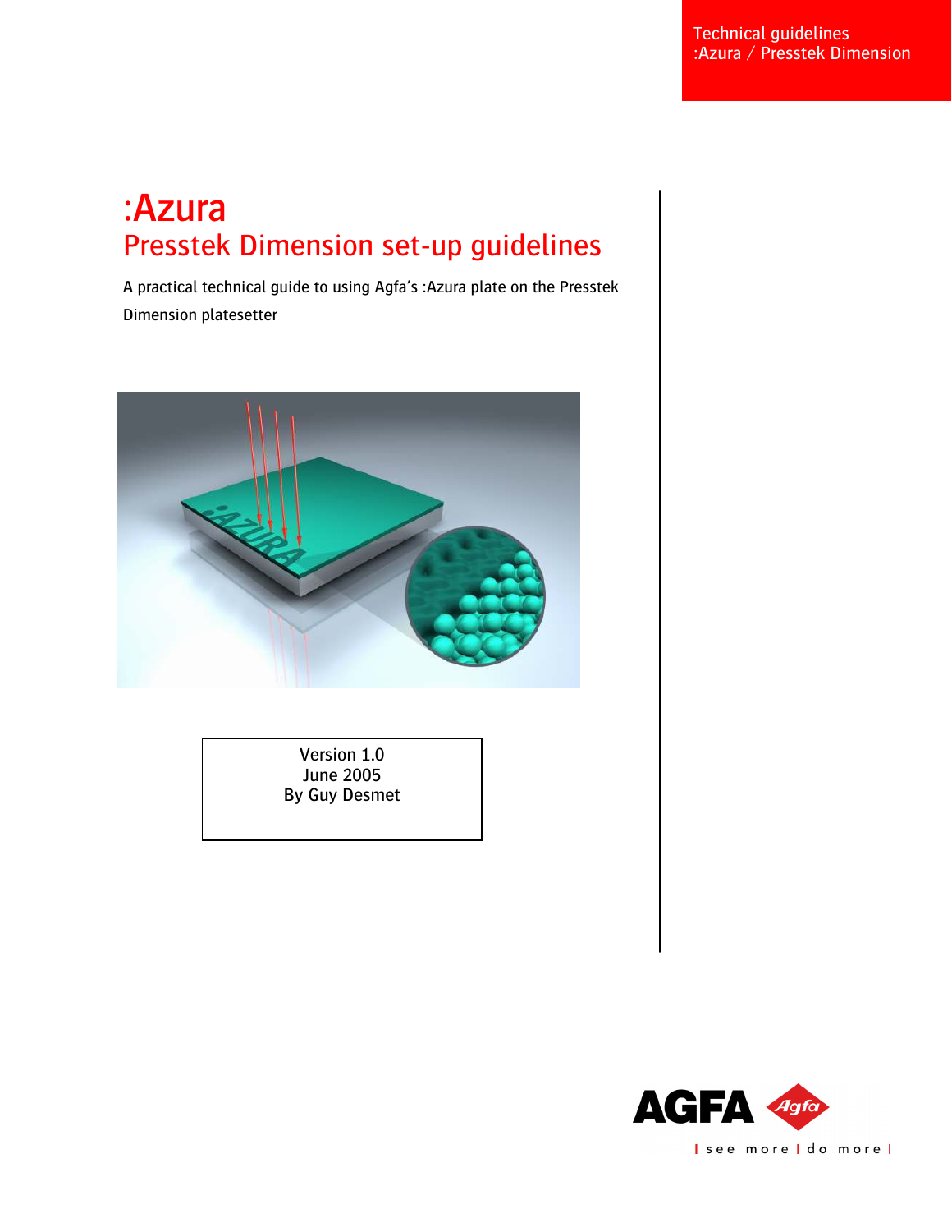Technical guidelines
:Azura / Presstek Dimension

# :Azura

## Presstek Dimension set-up guidelines

A practical technical guide to using Agfa's :Azura plate on the Presstek Dimension platesetter

Version 1.0
June 2005
By Guy Desmet

AGFA

| see more | do more |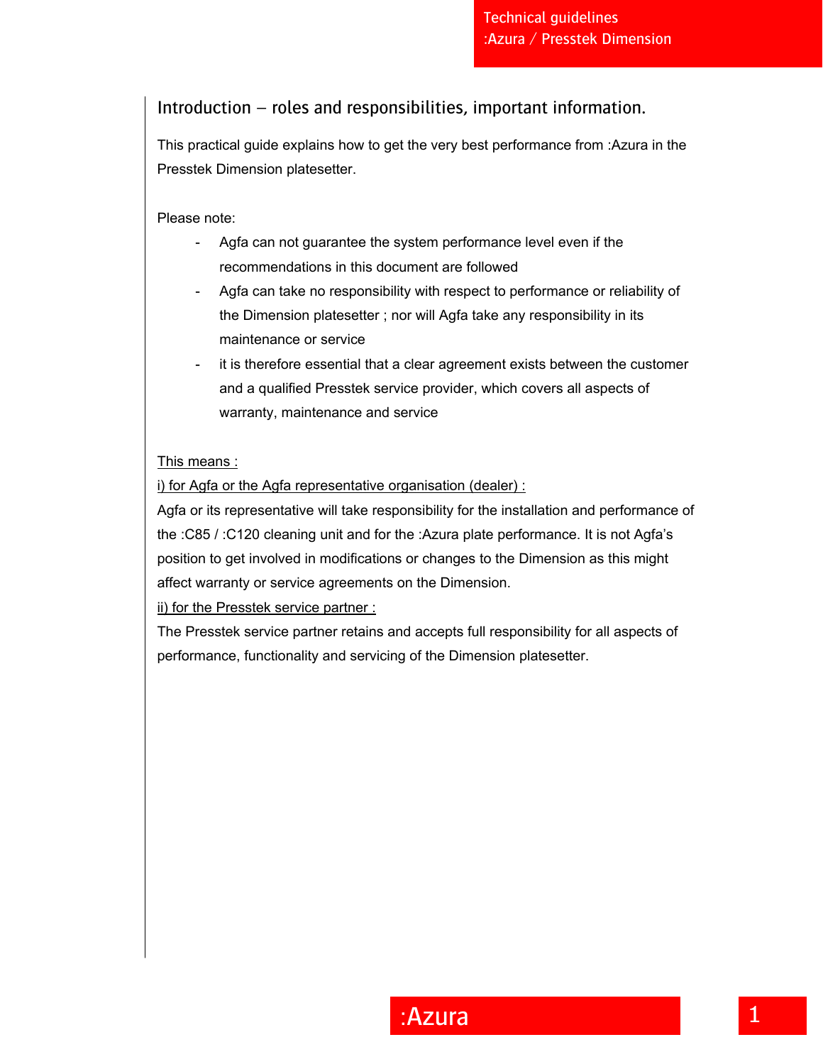## Introduction – roles and responsibilities, important information.

This practical guide explains how to get the very best performance from :Azura in the Presstek Dimension platesetter.

Please note:

- Agfa can not guarantee the system performance level even if the recommendations in this document are followed
- Agfa can take no responsibility with respect to performance or reliability of the Dimension platesetter ; nor will Agfa take any responsibility in its maintenance or service
- it is therefore essential that a clear agreement exists between the customer and a qualified Presstek service provider, which covers all aspects of warranty, maintenance and service

<u>This means :</u>

<u>i) for Agfa or the Agfa representative organisation (dealer) :</u>

Agfa or its representative will take responsibility for the installation and performance of the :C85 / :C120 cleaning unit and for the :Azura plate performance. It is not Agfa's position to get involved in modifications or changes to the Dimension as this might affect warranty or service agreements on the Dimension.

<u>ii) for the Presstek service partner :</u>

The Presstek service partner retains and accepts full responsibility for all aspects of performance, functionality and servicing of the Dimension platesetter.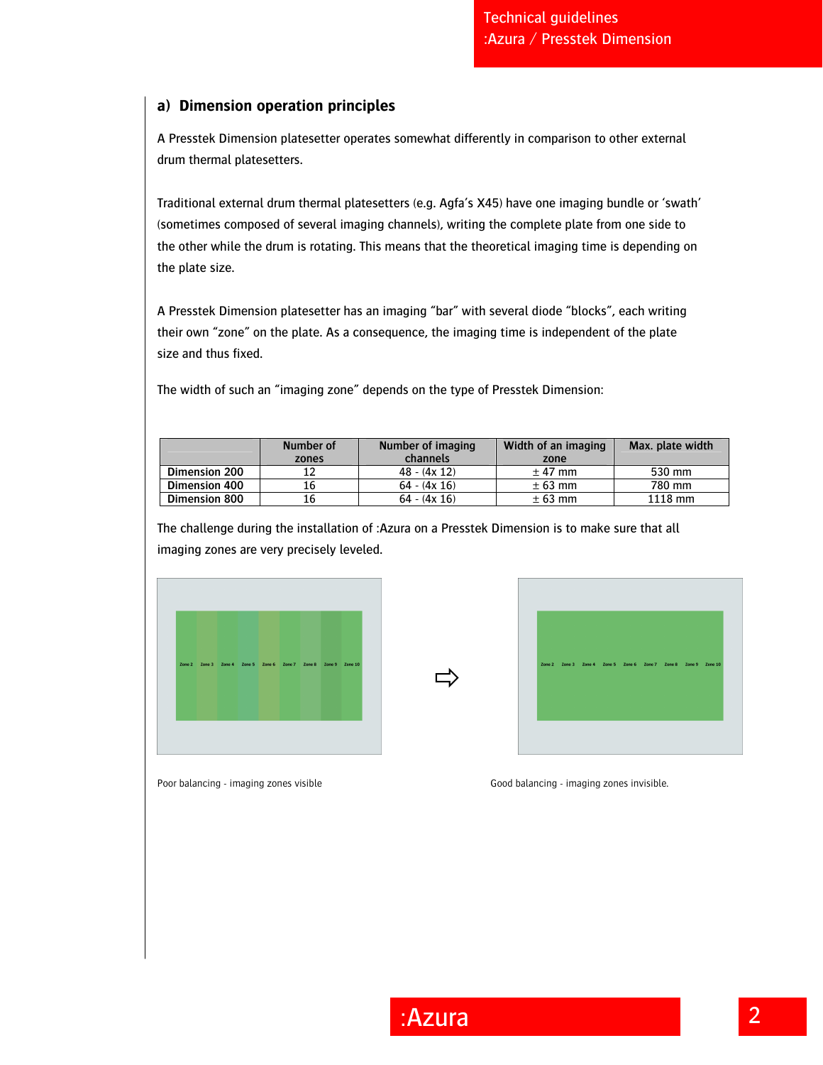## a) Dimension operation principles

A Presstek Dimension platesetter operates somewhat differently in comparison to other external drum thermal platesetters.

Traditional external drum thermal platesetters (e.g. Agfa's X45) have one imaging bundle or 'swath' (sometimes composed of several imaging channels), writing the complete plate from one side to the other while the drum is rotating. This means that the theoretical imaging time is depending on the plate size.

A Presstek Dimension platesetter has an imaging "bar" with several diode "blocks", each writing their own "zone" on the plate. As a consequence, the imaging time is independent of the plate size and thus fixed.

The width of such an "imaging zone" depends on the type of Presstek Dimension:

| | Number of zones | Number of imaging channels | Width of an imaging zone | Max. plate width |
|---|---|---|---|---|
| **Dimension 200** | 12 | 48 - (4x 12) | ± 47 mm | 530 mm |
| **Dimension 400** | 16 | 64 - (4x 16) | ± 63 mm | 780 mm |
| **Dimension 800** | 16 | 64 - (4x 16) | ± 63 mm | 1118 mm |

The challenge during the installation of :Azura on a Presstek Dimension is to make sure that all imaging zones are very precisely leveled.

Poor balancing - imaging zones visible

Good balancing - imaging zones invisible.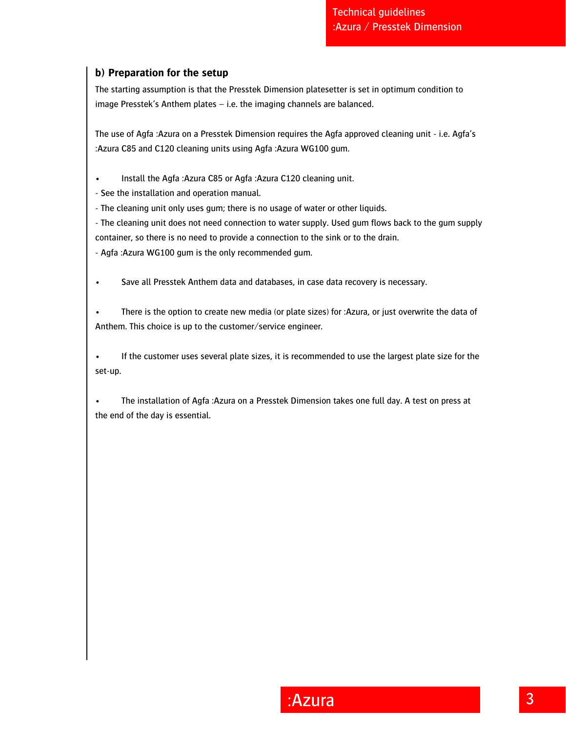### b) Preparation for the setup

The starting assumption is that the Presstek Dimension platesetter is set in optimum condition to image Presstek's Anthem plates – i.e. the imaging channels are balanced.

The use of Agfa :Azura on a Presstek Dimension requires the Agfa approved cleaning unit - i.e. Agfa's :Azura C85 and C120 cleaning units using Agfa :Azura WG100 gum.

- Install the Agfa :Azura C85 or Agfa :Azura C120 cleaning unit.

- See the installation and operation manual.
- The cleaning unit only uses gum; there is no usage of water or other liquids.
- The cleaning unit does not need connection to water supply. Used gum flows back to the gum supply container, so there is no need to provide a connection to the sink or to the drain.
- Agfa :Azura WG100 gum is the only recommended gum.

- Save all Presstek Anthem data and databases, in case data recovery is necessary.

- There is the option to create new media (or plate sizes) for :Azura, or just overwrite the data of Anthem. This choice is up to the customer/service engineer.

- If the customer uses several plate sizes, it is recommended to use the largest plate size for the set-up.

- The installation of Agfa :Azura on a Presstek Dimension takes one full day. A test on press at the end of the day is essential.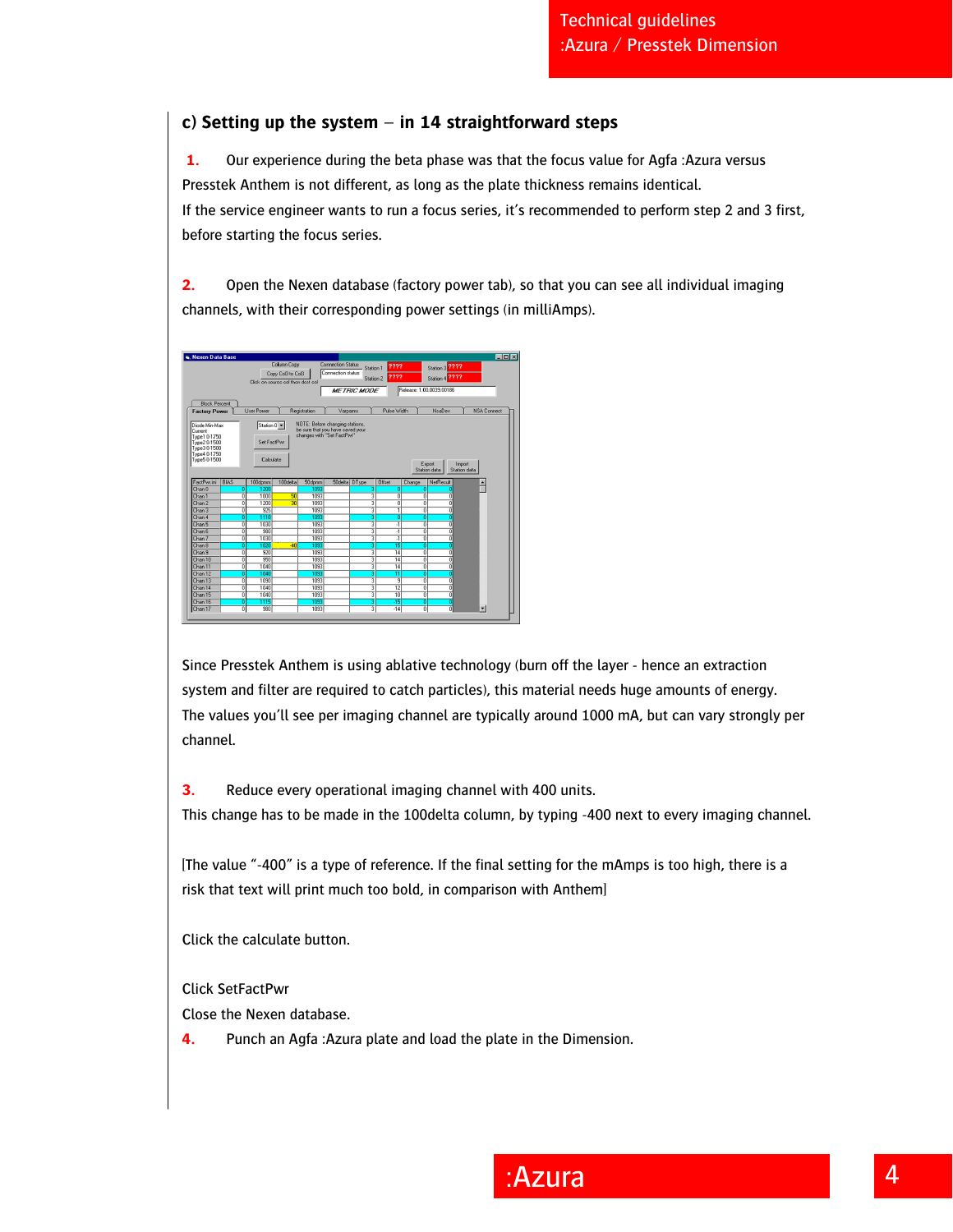### c) Setting up the system – in 14 straightforward steps

**1.** Our experience during the beta phase was that the focus value for Agfa :Azura versus Presstek Anthem is not different, as long as the plate thickness remains identical.
If the service engineer wants to run a focus series, it's recommended to perform step 2 and 3 first, before starting the focus series.

**2.** Open the Nexen database (factory power tab), so that you can see all individual imaging channels, with their corresponding power settings (in milliAmps).

Since Presstek Anthem is using ablative technology (burn off the layer - hence an extraction system and filter are required to catch particles), this material needs huge amounts of energy.
The values you'll see per imaging channel are typically around 1000 mA, but can vary strongly per channel.

**3.** Reduce every operational imaging channel with 400 units.
This change has to be made in the 100delta column, by typing -400 next to every imaging channel.

[The value "-400" is a type of reference. If the final setting for the mAmps is too high, there is a risk that text will print much too bold, in comparison with Anthem]

Click the calculate button.

Click SetFactPwr
Close the Nexen database.

**4.** Punch an Agfa :Azura plate and load the plate in the Dimension.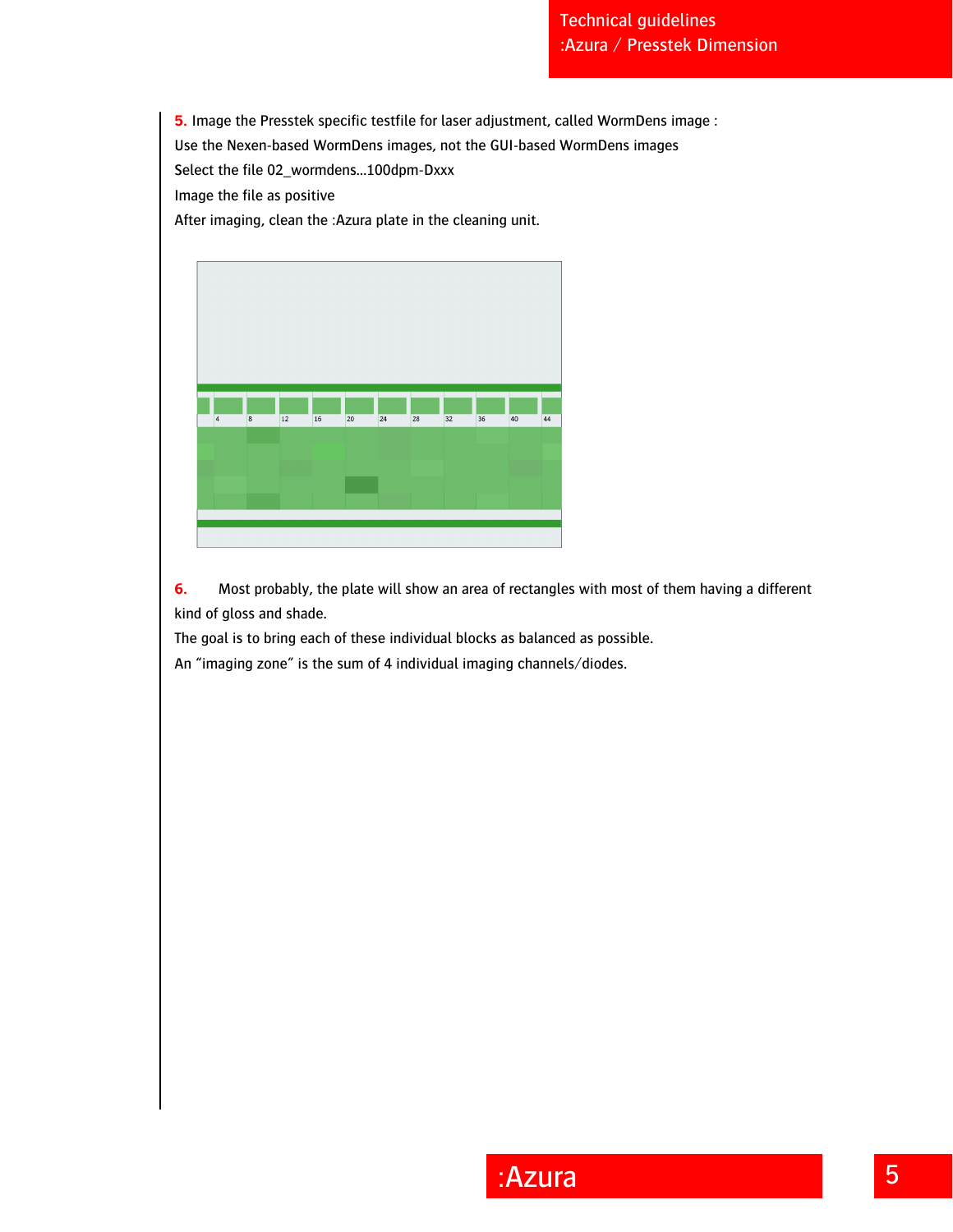**5.** Image the Presstek specific testfile for laser adjustment, called WormDens image :
Use the Nexen-based WormDens images, not the GUI-based WormDens images
Select the file 02_wormdens...100dpm-Dxxx
Image the file as positive
After imaging, clean the :Azura plate in the cleaning unit.

**6.** Most probably, the plate will show an area of rectangles with most of them having a different kind of gloss and shade.
The goal is to bring each of these individual blocks as balanced as possible.
An "imaging zone" is the sum of 4 individual imaging channels/diodes.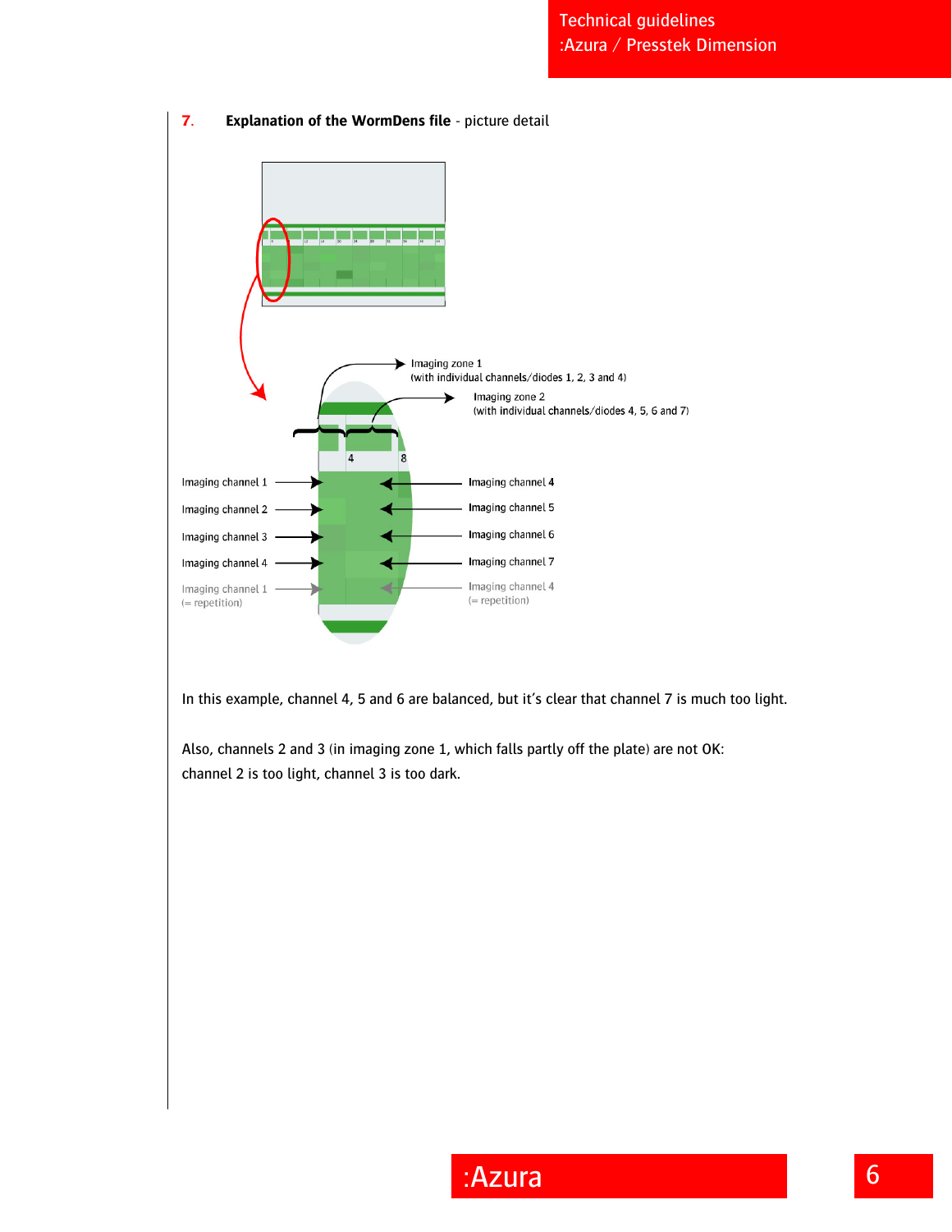## 7. Explanation of the WormDens file - picture detail

In this example, channel 4, 5 and 6 are balanced, but it's clear that channel 7 is much too light.

Also, channels 2 and 3 (in imaging zone 1, which falls partly off the plate) are not OK: channel 2 is too light, channel 3 is too dark.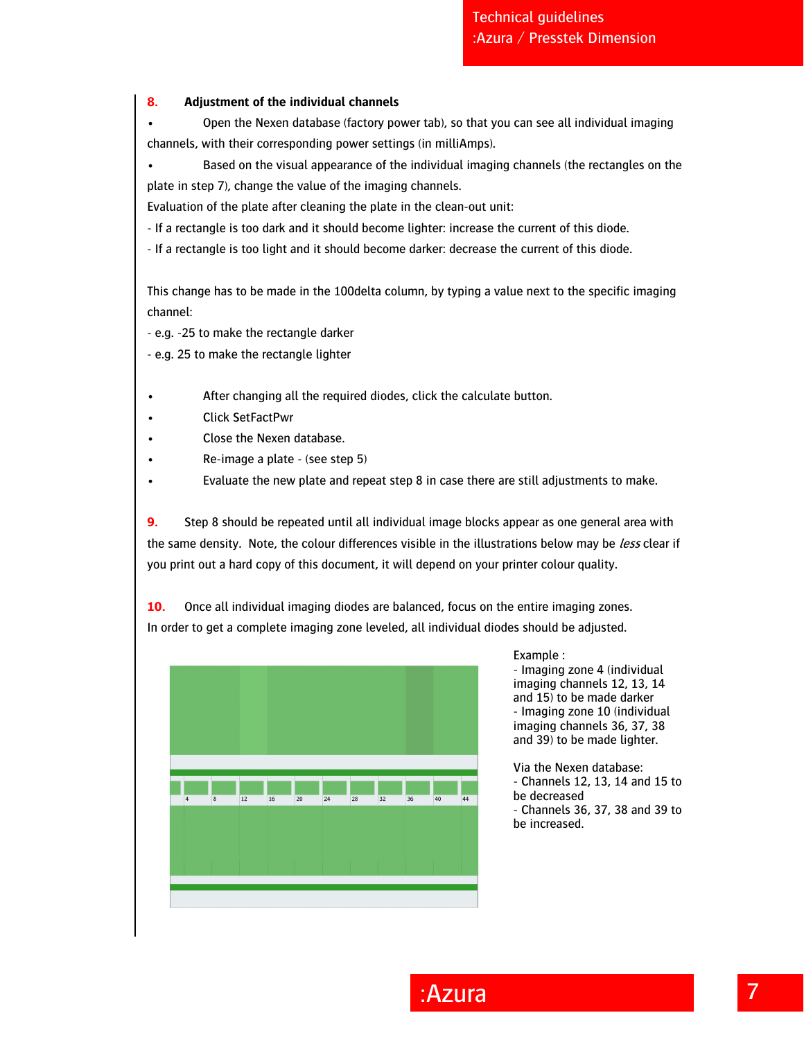**8. Adjustment of the individual channels**

- Open the Nexen database (factory power tab), so that you can see all individual imaging channels, with their corresponding power settings (in milliAmps).
- Based on the visual appearance of the individual imaging channels (the rectangles on the plate in step 7), change the value of the imaging channels.

Evaluation of the plate after cleaning the plate in the clean-out unit:

- If a rectangle is too dark and it should become lighter: increase the current of this diode.
- If a rectangle is too light and it should become darker: decrease the current of this diode.

This change has to be made in the 100delta column, by typing a value next to the specific imaging channel:

- e.g. -25 to make the rectangle darker
- e.g. 25 to make the rectangle lighter

- After changing all the required diodes, click the calculate button.
- Click SetFactPwr
- Close the Nexen database.
- Re-image a plate - (see step 5)
- Evaluate the new plate and repeat step 8 in case there are still adjustments to make.

**9.** Step 8 should be repeated until all individual image blocks appear as one general area with the same density. Note, the colour differences visible in the illustrations below may be *less* clear if you print out a hard copy of this document, it will depend on your printer colour quality.

**10.** Once all individual imaging diodes are balanced, focus on the entire imaging zones. In order to get a complete imaging zone leveled, all individual diodes should be adjusted.

4 8 12 16 20 24 28 32 36 40 44

Example :
- Imaging zone 4 (individual imaging channels 12, 13, 14 and 15) to be made darker
- Imaging zone 10 (individual imaging channels 36, 37, 38 and 39) to be made lighter.

Via the Nexen database:
- Channels 12, 13, 14 and 15 to be decreased
- Channels 36, 37, 38 and 39 to be increased.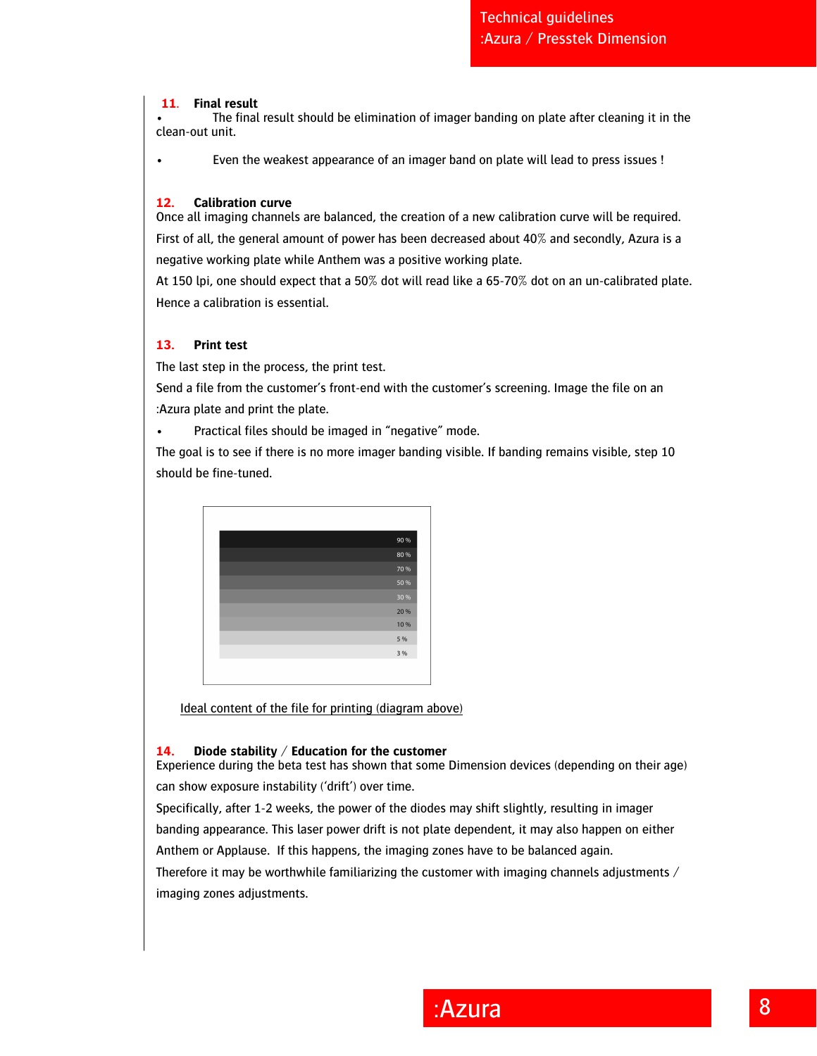### 11. Final result

- The final result should be elimination of imager banding on plate after cleaning it in the clean-out unit.
- Even the weakest appearance of an imager band on plate will lead to press issues !

### 12. Calibration curve

Once all imaging channels are balanced, the creation of a new calibration curve will be required.
First of all, the general amount of power has been decreased about 40% and secondly, Azura is a negative working plate while Anthem was a positive working plate.
At 150 lpi, one should expect that a 50% dot will read like a 65-70% dot on an un-calibrated plate.
Hence a calibration is essential.

### 13. Print test

The last step in the process, the print test.
Send a file from the customer's front-end with the customer's screening. Image the file on an :Azura plate and print the plate.

- Practical files should be imaged in "negative" mode.

The goal is to see if there is no more imager banding visible. If banding remains visible, step 10 should be fine-tuned.

90 %
80 %
70 %
50 %
30 %
20 %
10 %
5 %
3 %

Ideal content of the file for printing (diagram above)

### 14. Diode stability / Education for the customer

Experience during the beta test has shown that some Dimension devices (depending on their age) can show exposure instability ('drift') over time.
Specifically, after 1-2 weeks, the power of the diodes may shift slightly, resulting in imager banding appearance. This laser power drift is not plate dependent, it may also happen on either Anthem or Applause. If this happens, the imaging zones have to be balanced again.
Therefore it may be worthwhile familiarizing the customer with imaging channels adjustments / imaging zones adjustments.